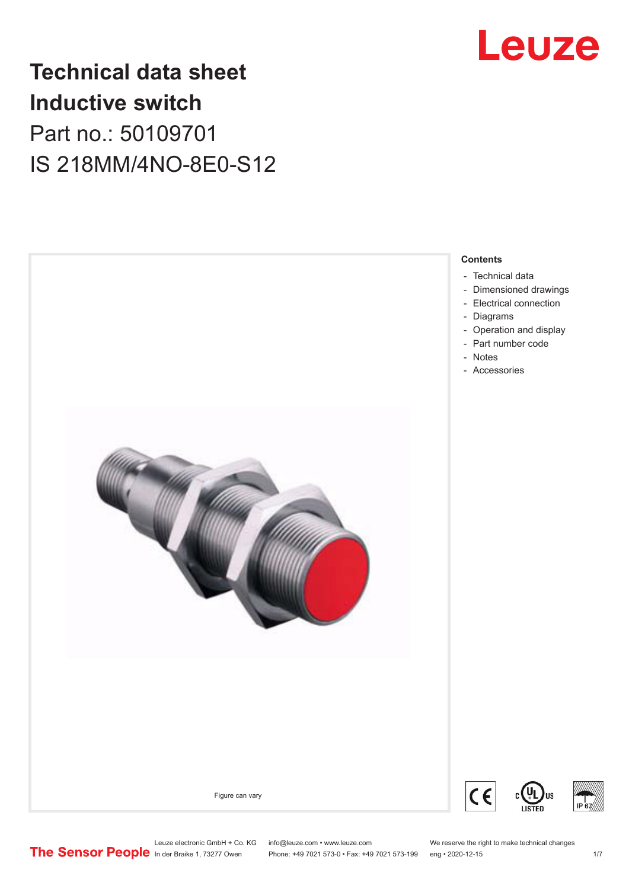# Technical data sheet
# Inductive switch

## Part no.: 50109701

## IS 218MM/4NO-8E0-S12

Figure can vary

**Contents**

- Technical data
- Dimensioned drawings
- Electrical connection
- Diagrams
- Operation and display
- Part number code
- Notes
- Accessories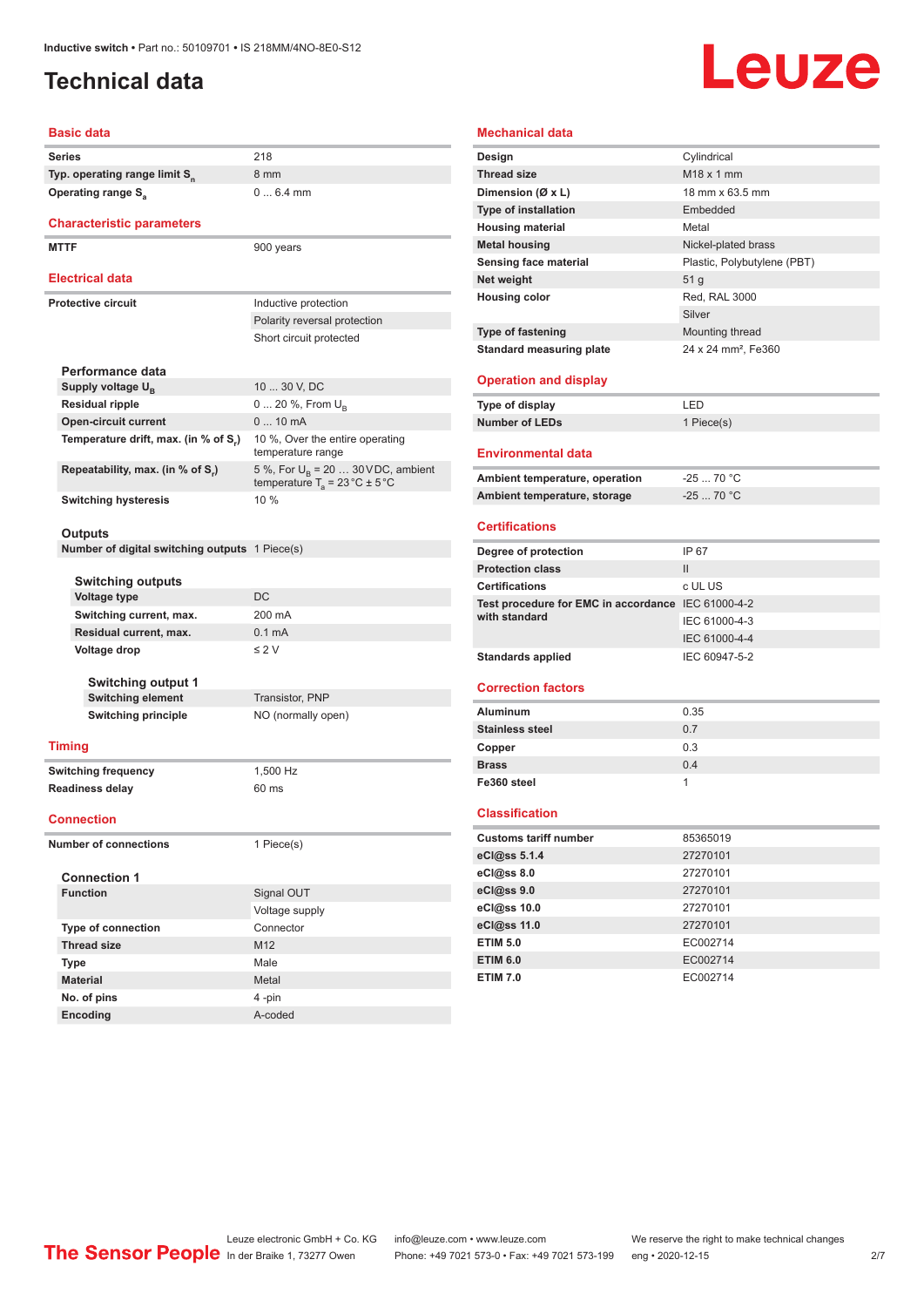# Technical data

## Basic data

| | |
|---|---|
| Series | 218 |
| Typ. operating range limit $S_n$ | 8 mm |
| Operating range $S_a$ | 0 ... 6.4 mm |

## Characteristic parameters

| | |
|---|---|
| MTTF | 900 years |

## Electrical data

| | |
|---|---|
| Protective circuit | Inductive protection |
| | Polarity reversal protection |
| | Short circuit protected |

### Performance data

| | |
|---|---|
| Supply voltage $U_B$ | 10 ... 30 V, DC |
| Residual ripple | 0 ... 20 %, From $U_B$ |
| Open-circuit current | 0 ... 10 mA |
| Temperature drift, max. (in % of $S_r$) | 10 %, Over the entire operating temperature range |
| Repeatability, max. (in % of $S_r$) | 5 %, For $U_B$ = 20 … 30 V DC, ambient temperature $T_a$ = 23 °C ± 5 °C |
| Switching hysteresis | 10 % |

### Outputs

| | |
|---|---|
| Number of digital switching outputs | 1 Piece(s) |

#### Switching outputs

| | |
|---|---|
| Voltage type | DC |
| Switching current, max. | 200 mA |
| Residual current, max. | 0.1 mA |
| Voltage drop | ≤ 2 V |

#### Switching output 1

| | |
|---|---|
| Switching element | Transistor, PNP |
| Switching principle | NO (normally open) |

## Timing

| | |
|---|---|
| Switching frequency | 1,500 Hz |
| Readiness delay | 60 ms |

## Connection

| | |
|---|---|
| Number of connections | 1 Piece(s) |

### Connection 1

| | |
|---|---|
| Function | Signal OUT |
| | Voltage supply |
| Type of connection | Connector |
| Thread size | M12 |
| Type | Male |
| Material | Metal |
| No. of pins | 4 -pin |
| Encoding | A-coded |

## Mechanical data

| | |
|---|---|
| Design | Cylindrical |
| Thread size | M18 x 1 mm |
| Dimension (Ø x L) | 18 mm x 63.5 mm |
| Type of installation | Embedded |
| Housing material | Metal |
| Metal housing | Nickel-plated brass |
| Sensing face material | Plastic, Polybutylene (PBT) |
| Net weight | 51 g |
| Housing color | Red, RAL 3000 |
| | Silver |
| Type of fastening | Mounting thread |
| Standard measuring plate | 24 x 24 mm², Fe360 |

## Operation and display

| | |
|---|---|
| Type of display | LED |
| Number of LEDs | 1 Piece(s) |

## Environmental data

| | |
|---|---|
| Ambient temperature, operation | -25 ... 70 °C |
| Ambient temperature, storage | -25 ... 70 °C |

## Certifications

| | |
|---|---|
| Degree of protection | IP 67 |
| Protection class | II |
| Certifications | c UL US |
| Test procedure for EMC in accordance with standard | IEC 61000-4-2 |
| | IEC 61000-4-3 |
| | IEC 61000-4-4 |
| Standards applied | IEC 60947-5-2 |

## Correction factors

| | |
|---|---|
| Aluminum | 0.35 |
| Stainless steel | 0.7 |
| Copper | 0.3 |
| Brass | 0.4 |
| Fe360 steel | 1 |

## Classification

| | |
|---|---|
| Customs tariff number | 85365019 |
| eCl@ss 5.1.4 | 27270101 |
| eCl@ss 8.0 | 27270101 |
| eCl@ss 9.0 | 27270101 |
| eCl@ss 10.0 | 27270101 |
| eCl@ss 11.0 | 27270101 |
| ETIM 5.0 | EC002714 |
| ETIM 6.0 | EC002714 |
| ETIM 7.0 | EC002714 |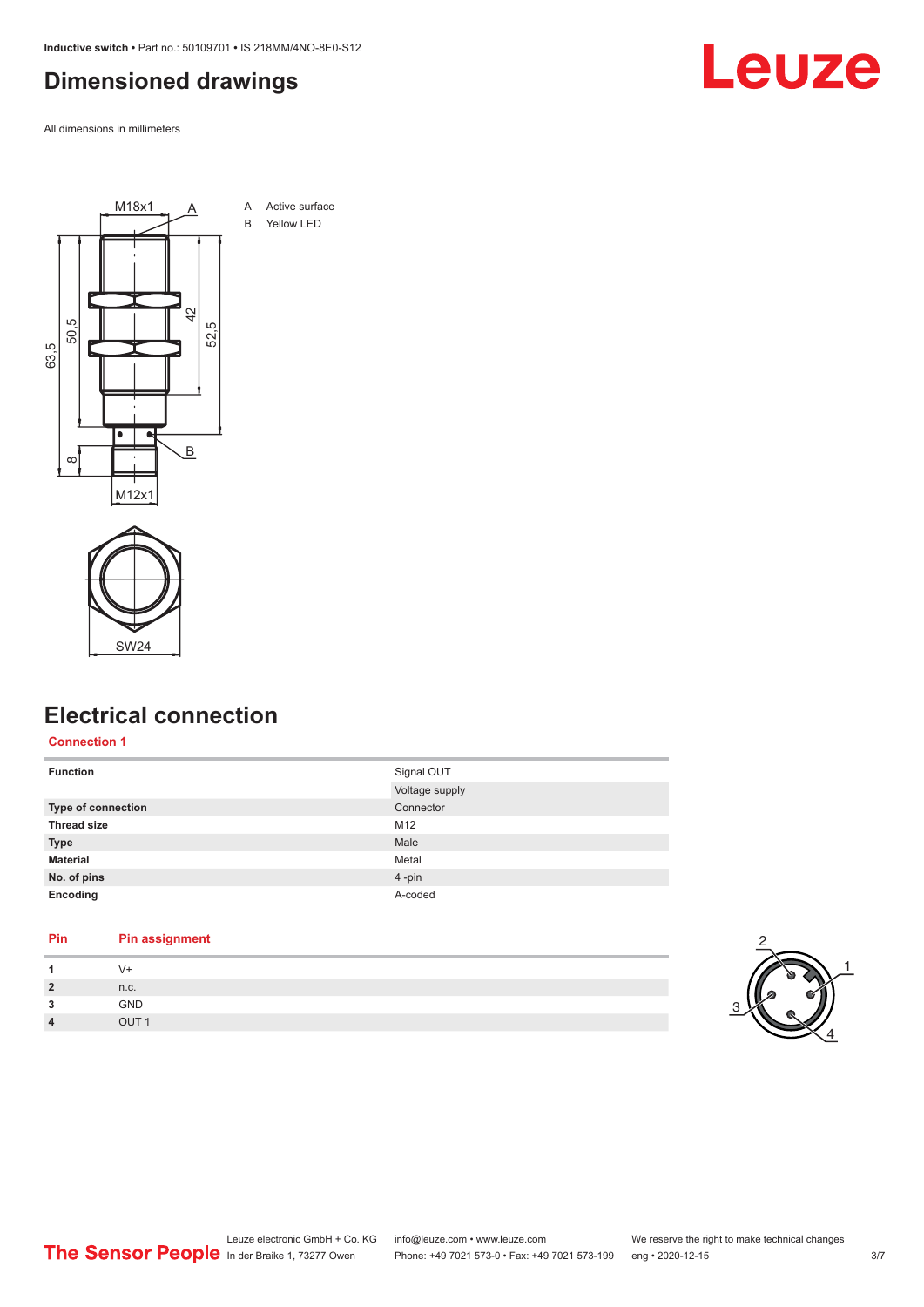# Dimensioned drawings

All dimensions in millimeters

A Active surface

B Yellow LED

# Electrical connection

## Connection 1

| Function | Signal OUT<br>Voltage supply |
|---|---|
| Type of connection | Connector |
| Thread size | M12 |
| Type | Male |
| Material | Metal |
| No. of pins | 4 -pin |
| Encoding | A-coded |

| Pin | Pin assignment |
|---|---|
| 1 | V+ |
| 2 | n.c. |
| 3 | GND |
| 4 | OUT 1 |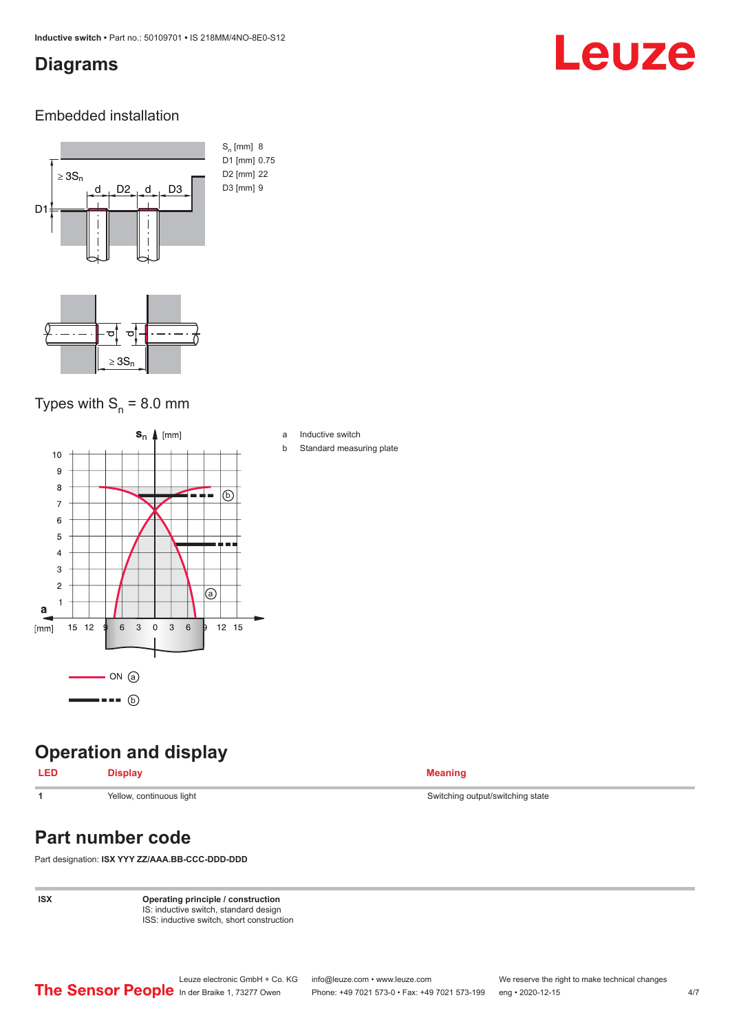## Diagrams

### Embedded installation

$S_n$ [mm] 8
D1 [mm] 0.75
D2 [mm] 22
D3 [mm] 9

### Types with $S_n$ = 8.0 mm

a Inductive switch
b Standard measuring plate

## Operation and display

| LED | Display | Meaning |
|---|---|---|
| 1 | Yellow, continuous light | Switching output/switching state |

## Part number code

Part designation: **ISX YYY ZZ/AAA.BB-CCC-DDD-DDD**

| ISX | **Operating principle / construction**<br>IS: inductive switch, standard design<br>ISS: inductive switch, short construction |
|---|---|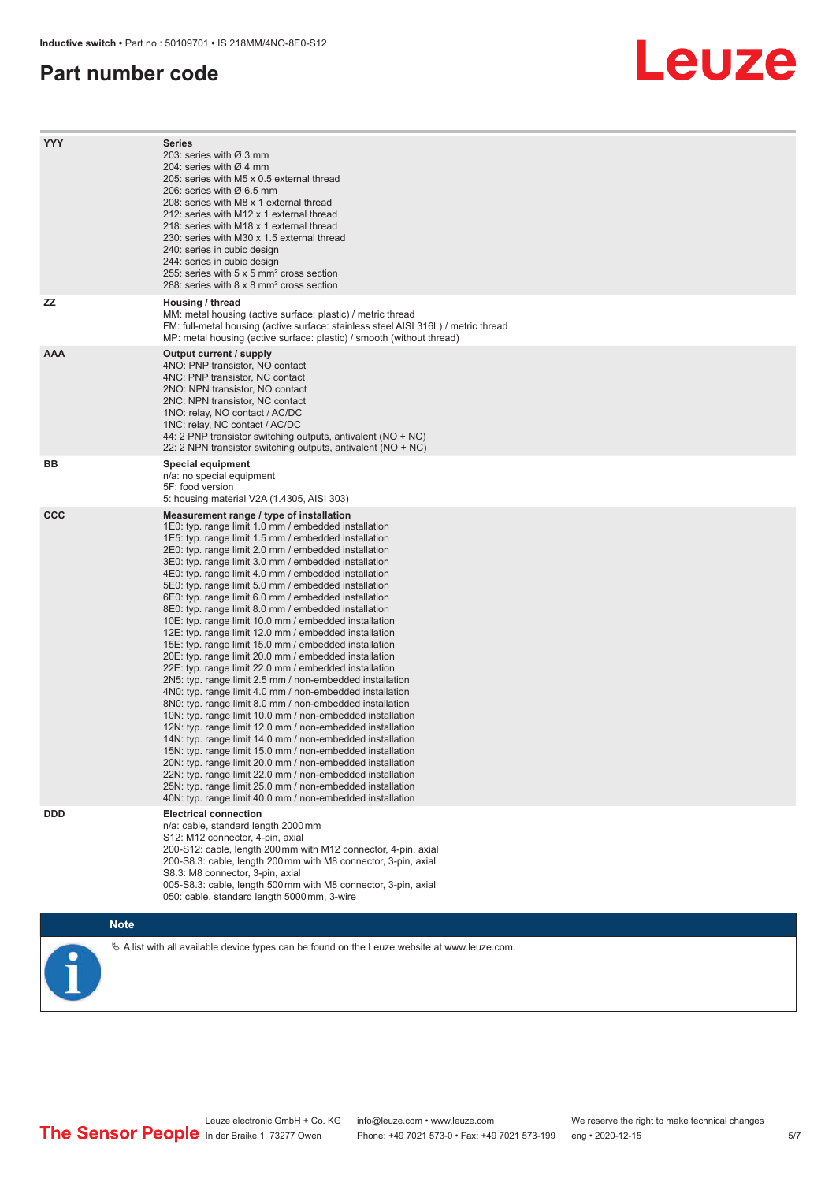# Part number code

| | |
|---|---|
| **YYY** | **Series**<br>203: series with Ø 3 mm<br>204: series with Ø 4 mm<br>205: series with M5 x 0.5 external thread<br>206: series with Ø 6.5 mm<br>208: series with M8 x 1 external thread<br>212: series with M12 x 1 external thread<br>218: series with M18 x 1 external thread<br>230: series with M30 x 1.5 external thread<br>240: series in cubic design<br>244: series in cubic design<br>255: series with 5 x 5 mm² cross section<br>288: series with 8 x 8 mm² cross section |
| **ZZ** | **Housing / thread**<br>MM: metal housing (active surface: plastic) / metric thread<br>FM: full-metal housing (active surface: stainless steel AISI 316L) / metric thread<br>MP: metal housing (active surface: plastic) / smooth (without thread) |
| **AAA** | **Output current / supply**<br>4NO: PNP transistor, NO contact<br>4NC: PNP transistor, NC contact<br>2NO: NPN transistor, NO contact<br>2NC: NPN transistor, NC contact<br>1NO: relay, NO contact / AC/DC<br>1NC: relay, NC contact / AC/DC<br>44: 2 PNP transistor switching outputs, antivalent (NO + NC)<br>22: 2 NPN transistor switching outputs, antivalent (NO + NC) |
| **BB** | **Special equipment**<br>n/a: no special equipment<br>5F: food version<br>5: housing material V2A (1.4305, AISI 303) |
| **CCC** | **Measurement range / type of installation**<br>1E0: typ. range limit 1.0 mm / embedded installation<br>1E5: typ. range limit 1.5 mm / embedded installation<br>2E0: typ. range limit 2.0 mm / embedded installation<br>3E0: typ. range limit 3.0 mm / embedded installation<br>4E0: typ. range limit 4.0 mm / embedded installation<br>5E0: typ. range limit 5.0 mm / embedded installation<br>6E0: typ. range limit 6.0 mm / embedded installation<br>8E0: typ. range limit 8.0 mm / embedded installation<br>10E: typ. range limit 10.0 mm / embedded installation<br>12E: typ. range limit 12.0 mm / embedded installation<br>15E: typ. range limit 15.0 mm / embedded installation<br>20E: typ. range limit 20.0 mm / embedded installation<br>22E: typ. range limit 22.0 mm / embedded installation<br>2N5: typ. range limit 2.5 mm / non-embedded installation<br>4N0: typ. range limit 4.0 mm / non-embedded installation<br>8N0: typ. range limit 8.0 mm / non-embedded installation<br>10N: typ. range limit 10.0 mm / non-embedded installation<br>12N: typ. range limit 12.0 mm / non-embedded installation<br>14N: typ. range limit 14.0 mm / non-embedded installation<br>15N: typ. range limit 15.0 mm / non-embedded installation<br>20N: typ. range limit 20.0 mm / non-embedded installation<br>22N: typ. range limit 22.0 mm / non-embedded installation<br>25N: typ. range limit 25.0 mm / non-embedded installation<br>40N: typ. range limit 40.0 mm / non-embedded installation |
| **DDD** | **Electrical connection**<br>n/a: cable, standard length 2000 mm<br>S12: M12 connector, 4-pin, axial<br>200-S12: cable, length 200 mm with M12 connector, 4-pin, axial<br>200-S8.3: cable, length 200 mm with M8 connector, 3-pin, axial<br>S8.3: M8 connector, 3-pin, axial<br>005-S8.3: cable, length 500 mm with M8 connector, 3-pin, axial<br>050: cable, standard length 5000 mm, 3-wire |

**Note**

↳ A list with all available device types can be found on the Leuze website at www.leuze.com.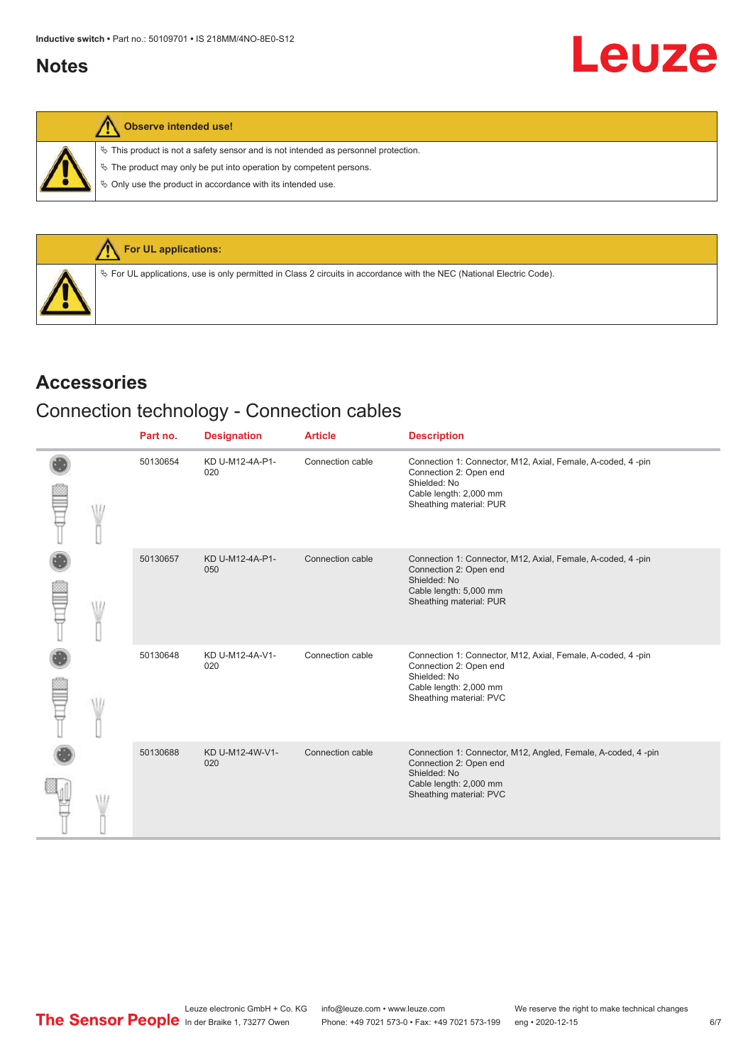## Notes

**Observe intended use!**

- This product is not a safety sensor and is not intended as personnel protection.
- The product may only be put into operation by competent persons.
- Only use the product in accordance with its intended use.

**For UL applications:**

- For UL applications, use is only permitted in Class 2 circuits in accordance with the NEC (National Electric Code).

## Accessories

### Connection technology - Connection cables

| Part no. | Designation | Article | Description |
|---|---|---|---|
| 50130654 | KD U-M12-4A-P1-020 | Connection cable | Connection 1: Connector, M12, Axial, Female, A-coded, 4 -pin<br>Connection 2: Open end<br>Shielded: No<br>Cable length: 2,000 mm<br>Sheathing material: PUR |
| 50130657 | KD U-M12-4A-P1-050 | Connection cable | Connection 1: Connector, M12, Axial, Female, A-coded, 4 -pin<br>Connection 2: Open end<br>Shielded: No<br>Cable length: 5,000 mm<br>Sheathing material: PUR |
| 50130648 | KD U-M12-4A-V1-020 | Connection cable | Connection 1: Connector, M12, Axial, Female, A-coded, 4 -pin<br>Connection 2: Open end<br>Shielded: No<br>Cable length: 2,000 mm<br>Sheathing material: PVC |
| 50130688 | KD U-M12-4W-V1-020 | Connection cable | Connection 1: Connector, M12, Angled, Female, A-coded, 4 -pin<br>Connection 2: Open end<br>Shielded: No<br>Cable length: 2,000 mm<br>Sheathing material: PVC |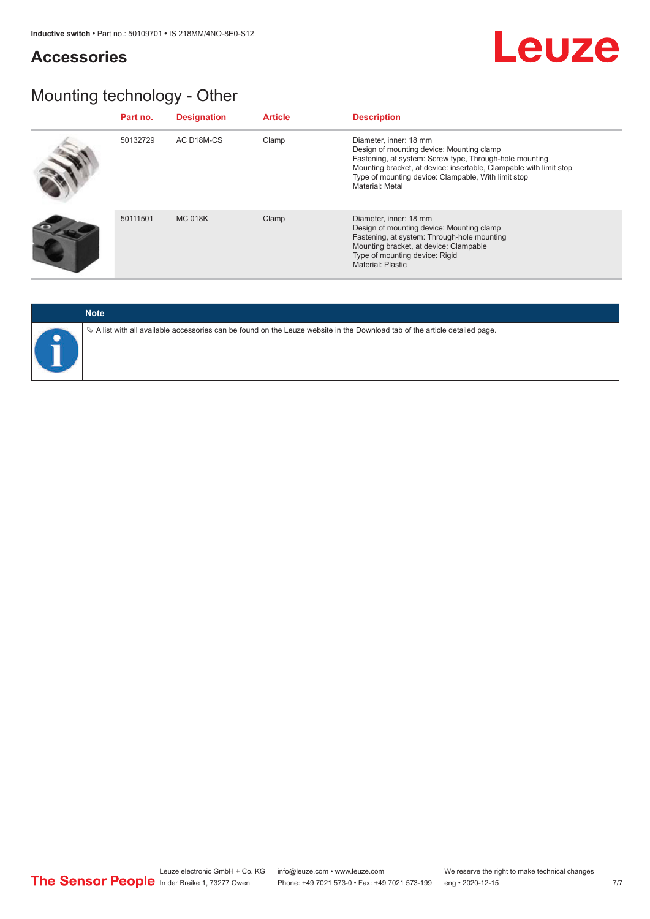## Accessories

### Mounting technology - Other

| | Part no. | Designation | Article | Description |
|---|---|---|---|---|
| | 50132729 | AC D18M-CS | Clamp | Diameter, inner: 18 mm<br>Design of mounting device: Mounting clamp<br>Fastening, at system: Screw type, Through-hole mounting<br>Mounting bracket, at device: insertable, Clampable with limit stop<br>Type of mounting device: Clampable, With limit stop<br>Material: Metal |
| | 50111501 | MC 018K | Clamp | Diameter, inner: 18 mm<br>Design of mounting device: Mounting clamp<br>Fastening, at system: Through-hole mounting<br>Mounting bracket, at device: Clampable<br>Type of mounting device: Rigid<br>Material: Plastic |

**Note**

↳ A list with all available accessories can be found on the Leuze website in the Download tab of the article detailed page.